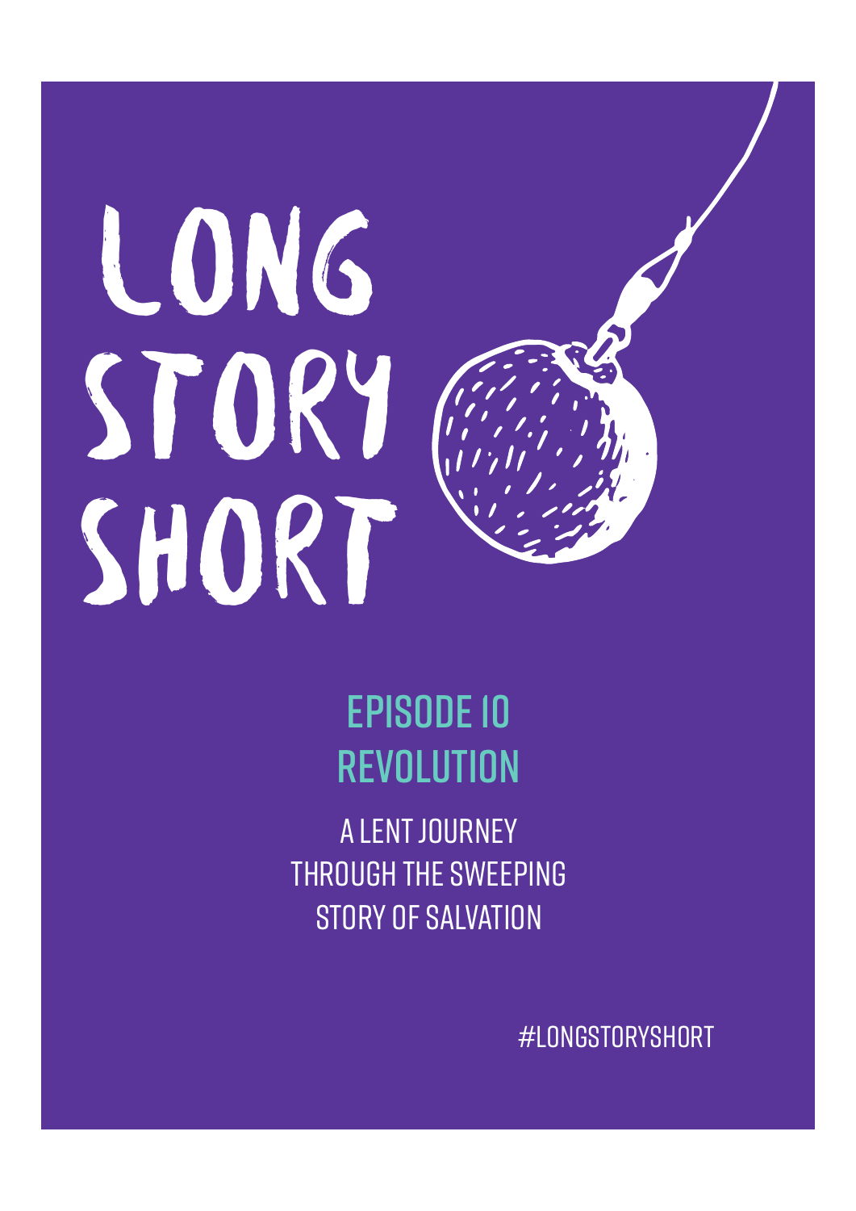# LONG STORY SHORT

## EPISODE 10
## REVOLUTION

A LENT JOURNEY THROUGH THE SWEEPING STORY OF SALVATION

#LONGSTORYSHORT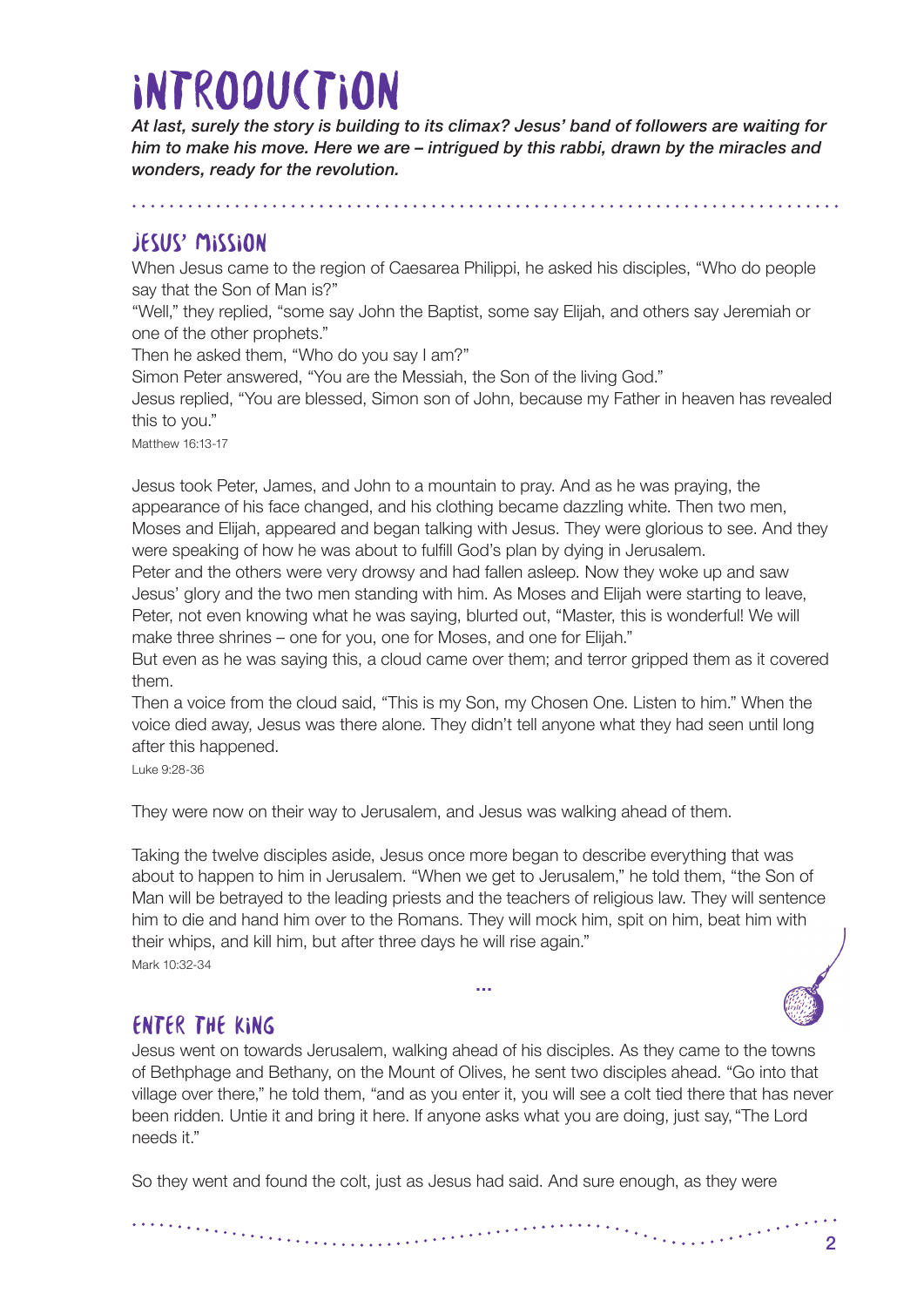# INTRODUCTION

*At last, surely the story is building to its climax? Jesus' band of followers are waiting for him to make his move. Here we are – intrigued by this rabbi, drawn by the miracles and wonders, ready for the revolution.*

## JESUS' MISSION

When Jesus came to the region of Caesarea Philippi, he asked his disciples, "Who do people say that the Son of Man is?"

"Well," they replied, "some say John the Baptist, some say Elijah, and others say Jeremiah or one of the other prophets."

Then he asked them, "Who do you say I am?"

Simon Peter answered, "You are the Messiah, the Son of the living God."

Jesus replied, "You are blessed, Simon son of John, because my Father in heaven has revealed this to you."

Matthew 16:13-17

Jesus took Peter, James, and John to a mountain to pray. And as he was praying, the appearance of his face changed, and his clothing became dazzling white. Then two men, Moses and Elijah, appeared and began talking with Jesus. They were glorious to see. And they were speaking of how he was about to fulfill God's plan by dying in Jerusalem.

Peter and the others were very drowsy and had fallen asleep. Now they woke up and saw Jesus' glory and the two men standing with him. As Moses and Elijah were starting to leave, Peter, not even knowing what he was saying, blurted out, "Master, this is wonderful! We will make three shrines – one for you, one for Moses, and one for Elijah."

But even as he was saying this, a cloud came over them; and terror gripped them as it covered them.

Then a voice from the cloud said, "This is my Son, my Chosen One. Listen to him." When the voice died away, Jesus was there alone. They didn't tell anyone what they had seen until long after this happened.

Luke 9:28-36

They were now on their way to Jerusalem, and Jesus was walking ahead of them.

Taking the twelve disciples aside, Jesus once more began to describe everything that was about to happen to him in Jerusalem. "When we get to Jerusalem," he told them, "the Son of Man will be betrayed to the leading priests and the teachers of religious law. They will sentence him to die and hand him over to the Romans. They will mock him, spit on him, beat him with their whips, and kill him, but after three days he will rise again."

Mark 10:32-34

...

## ENTER THE KING

Jesus went on towards Jerusalem, walking ahead of his disciples. As they came to the towns of Bethphage and Bethany, on the Mount of Olives, he sent two disciples ahead. "Go into that village over there," he told them, "and as you enter it, you will see a colt tied there that has never been ridden. Untie it and bring it here. If anyone asks what you are doing, just say, "The Lord needs it."

So they went and found the colt, just as Jesus had said. And sure enough, as they were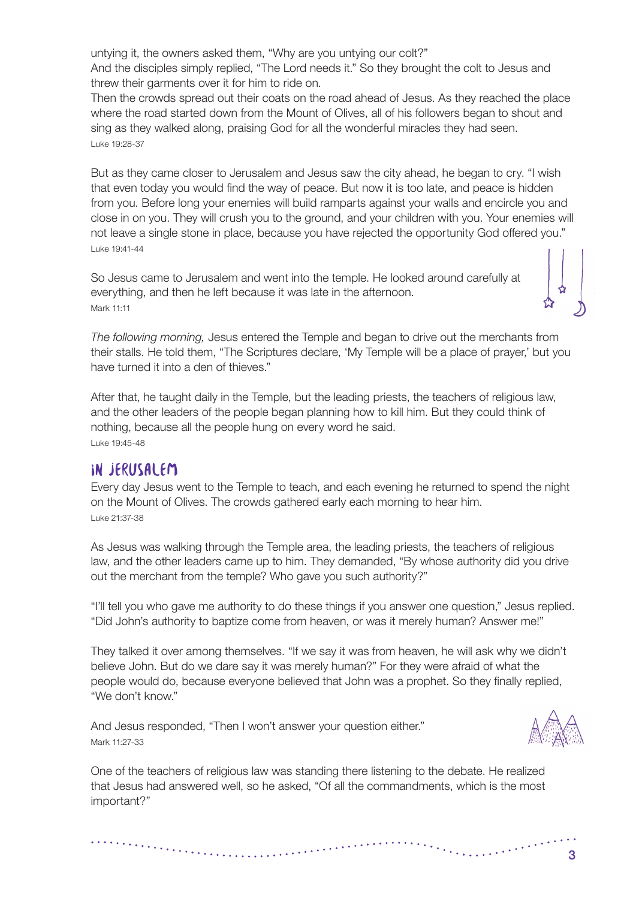untying it, the owners asked them, "Why are you untying our colt?"
And the disciples simply replied, "The Lord needs it." So they brought the colt to Jesus and threw their garments over it for him to ride on.
Then the crowds spread out their coats on the road ahead of Jesus. As they reached the place where the road started down from the Mount of Olives, all of his followers began to shout and sing as they walked along, praising God for all the wonderful miracles they had seen.
Luke 19:28-37

But as they came closer to Jerusalem and Jesus saw the city ahead, he began to cry. "I wish that even today you would find the way of peace. But now it is too late, and peace is hidden from you. Before long your enemies will build ramparts against your walls and encircle you and close in on you. They will crush you to the ground, and your children with you. Your enemies will not leave a single stone in place, because you have rejected the opportunity God offered you."
Luke 19:41-44

So Jesus came to Jerusalem and went into the temple. He looked around carefully at everything, and then he left because it was late in the afternoon.
Mark 11:11

*The following morning,* Jesus entered the Temple and began to drive out the merchants from their stalls. He told them, "The Scriptures declare, 'My Temple will be a place of prayer,' but you have turned it into a den of thieves."

After that, he taught daily in the Temple, but the leading priests, the teachers of religious law, and the other leaders of the people began planning how to kill him. But they could think of nothing, because all the people hung on every word he said.
Luke 19:45-48

## In Jerusalem

Every day Jesus went to the Temple to teach, and each evening he returned to spend the night on the Mount of Olives. The crowds gathered early each morning to hear him.
Luke 21:37-38

As Jesus was walking through the Temple area, the leading priests, the teachers of religious law, and the other leaders came up to him. They demanded, "By whose authority did you drive out the merchant from the temple? Who gave you such authority?"

"I'll tell you who gave me authority to do these things if you answer one question," Jesus replied. "Did John's authority to baptize come from heaven, or was it merely human? Answer me!"

They talked it over among themselves. "If we say it was from heaven, he will ask why we didn't believe John. But do we dare say it was merely human?" For they were afraid of what the people would do, because everyone believed that John was a prophet. So they finally replied, "We don't know."

And Jesus responded, "Then I won't answer your question either."
Mark 11:27-33

One of the teachers of religious law was standing there listening to the debate. He realized that Jesus had answered well, so he asked, "Of all the commandments, which is the most important?"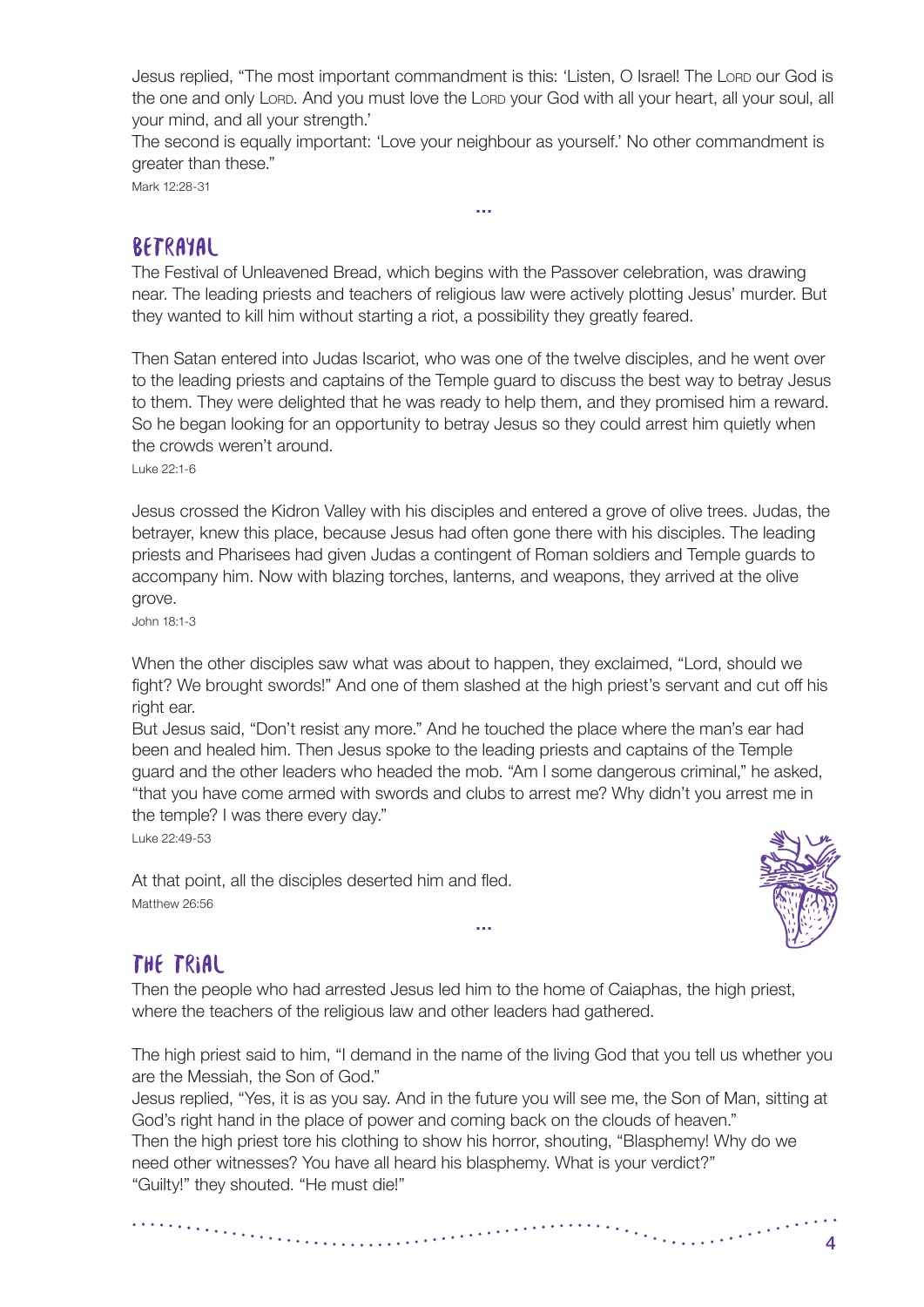Jesus replied, "The most important commandment is this: 'Listen, O Israel! The LORD our God is the one and only LORD. And you must love the LORD your God with all your heart, all your soul, all your mind, and all your strength.'

The second is equally important: 'Love your neighbour as yourself.' No other commandment is greater than these."

Mark 12:28-31

...

## Betrayal

The Festival of Unleavened Bread, which begins with the Passover celebration, was drawing near. The leading priests and teachers of religious law were actively plotting Jesus' murder. But they wanted to kill him without starting a riot, a possibility they greatly feared.

Then Satan entered into Judas Iscariot, who was one of the twelve disciples, and he went over to the leading priests and captains of the Temple guard to discuss the best way to betray Jesus to them. They were delighted that he was ready to help them, and they promised him a reward. So he began looking for an opportunity to betray Jesus so they could arrest him quietly when the crowds weren't around.

Luke 22:1-6

Jesus crossed the Kidron Valley with his disciples and entered a grove of olive trees. Judas, the betrayer, knew this place, because Jesus had often gone there with his disciples. The leading priests and Pharisees had given Judas a contingent of Roman soldiers and Temple guards to accompany him. Now with blazing torches, lanterns, and weapons, they arrived at the olive grove.

John 18:1-3

When the other disciples saw what was about to happen, they exclaimed, "Lord, should we fight? We brought swords!" And one of them slashed at the high priest's servant and cut off his right ear.

But Jesus said, "Don't resist any more." And he touched the place where the man's ear had been and healed him. Then Jesus spoke to the leading priests and captains of the Temple guard and the other leaders who headed the mob. "Am I some dangerous criminal," he asked, "that you have come armed with swords and clubs to arrest me? Why didn't you arrest me in the temple? I was there every day."

Luke 22:49-53

At that point, all the disciples deserted him and fled.

Matthew 26:56

...

## The Trial

Then the people who had arrested Jesus led him to the home of Caiaphas, the high priest, where the teachers of the religious law and other leaders had gathered.

The high priest said to him, "I demand in the name of the living God that you tell us whether you are the Messiah, the Son of God."

Jesus replied, "Yes, it is as you say. And in the future you will see me, the Son of Man, sitting at God's right hand in the place of power and coming back on the clouds of heaven."

Then the high priest tore his clothing to show his horror, shouting, "Blasphemy! Why do we need other witnesses? You have all heard his blasphemy. What is your verdict?"

"Guilty!" they shouted. "He must die!"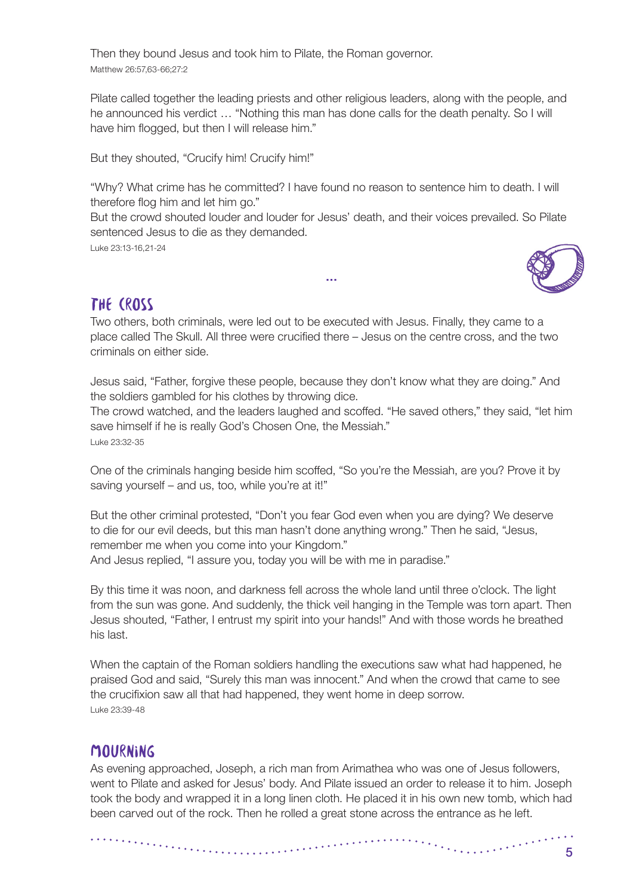Then they bound Jesus and took him to Pilate, the Roman governor.
Matthew 26:57,63-66;27:2

Pilate called together the leading priests and other religious leaders, along with the people, and he announced his verdict … "Nothing this man has done calls for the death penalty. So I will have him flogged, but then I will release him."

But they shouted, "Crucify him! Crucify him!"

"Why? What crime has he committed? I have found no reason to sentence him to death. I will therefore flog him and let him go."
But the crowd shouted louder and louder for Jesus' death, and their voices prevailed. So Pilate sentenced Jesus to die as they demanded.
Luke 23:13-16,21-24

...

## The Cross

Two others, both criminals, were led out to be executed with Jesus. Finally, they came to a place called The Skull. All three were crucified there – Jesus on the centre cross, and the two criminals on either side.

Jesus said, "Father, forgive these people, because they don't know what they are doing." And the soldiers gambled for his clothes by throwing dice.
The crowd watched, and the leaders laughed and scoffed. "He saved others," they said, "let him save himself if he is really God's Chosen One, the Messiah."
Luke 23:32-35

One of the criminals hanging beside him scoffed, "So you're the Messiah, are you? Prove it by saving yourself – and us, too, while you're at it!"

But the other criminal protested, "Don't you fear God even when you are dying? We deserve to die for our evil deeds, but this man hasn't done anything wrong." Then he said, "Jesus, remember me when you come into your Kingdom."
And Jesus replied, "I assure you, today you will be with me in paradise."

By this time it was noon, and darkness fell across the whole land until three o'clock. The light from the sun was gone. And suddenly, the thick veil hanging in the Temple was torn apart. Then Jesus shouted, "Father, I entrust my spirit into your hands!" And with those words he breathed his last.

When the captain of the Roman soldiers handling the executions saw what had happened, he praised God and said, "Surely this man was innocent." And when the crowd that came to see the crucifixion saw all that had happened, they went home in deep sorrow.
Luke 23:39-48

## Mourning

As evening approached, Joseph, a rich man from Arimathea who was one of Jesus followers, went to Pilate and asked for Jesus' body. And Pilate issued an order to release it to him. Joseph took the body and wrapped it in a long linen cloth. He placed it in his own new tomb, which had been carved out of the rock. Then he rolled a great stone across the entrance as he left.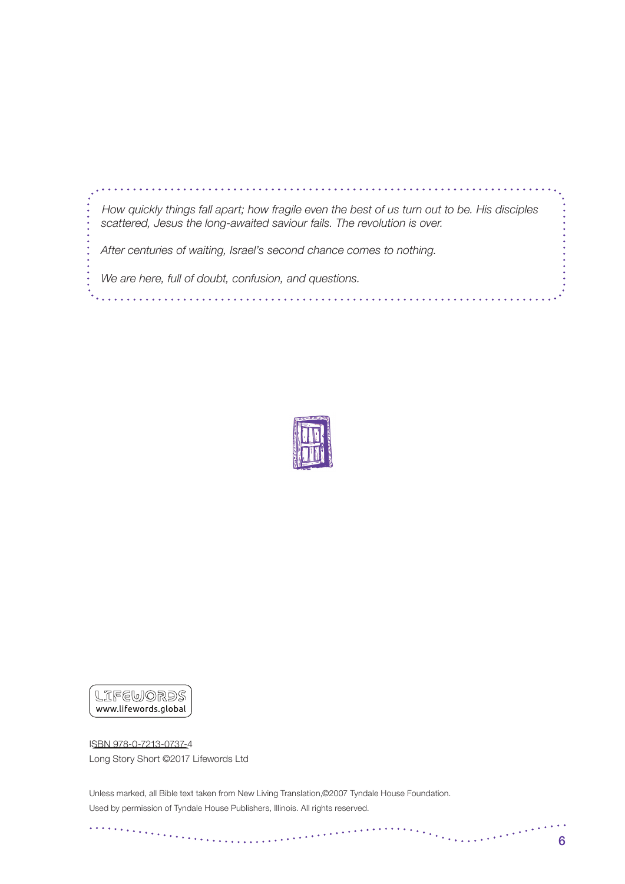*How quickly things fall apart; how fragile even the best of us turn out to be. His disciples scattered, Jesus the long-awaited saviour fails. The revolution is over.*

*After centuries of waiting, Israel's second chance comes to nothing.*

*We are here, full of doubt, confusion, and questions.*

LIFEWORDS
www.lifewords.global

ISBN 978-0-7213-0737-4
Long Story Short ©2017 Lifewords Ltd

Unless marked, all Bible text taken from New Living Translation,©2007 Tyndale House Foundation.
Used by permission of Tyndale House Publishers, Illinois. All rights reserved.